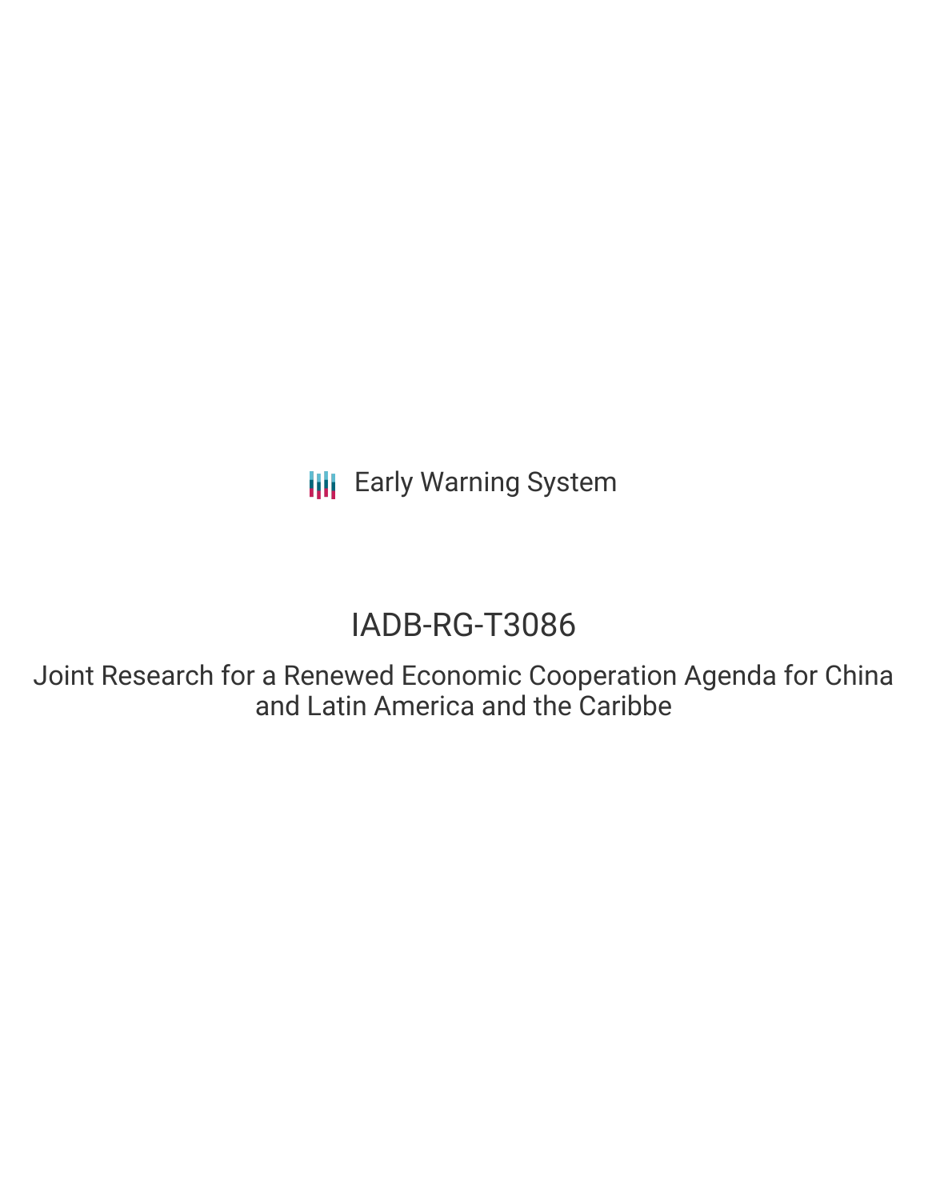Early Warning System

# IADB-RG-T3086

## Joint Research for a Renewed Economic Cooperation Agenda for China and Latin America and the Caribbe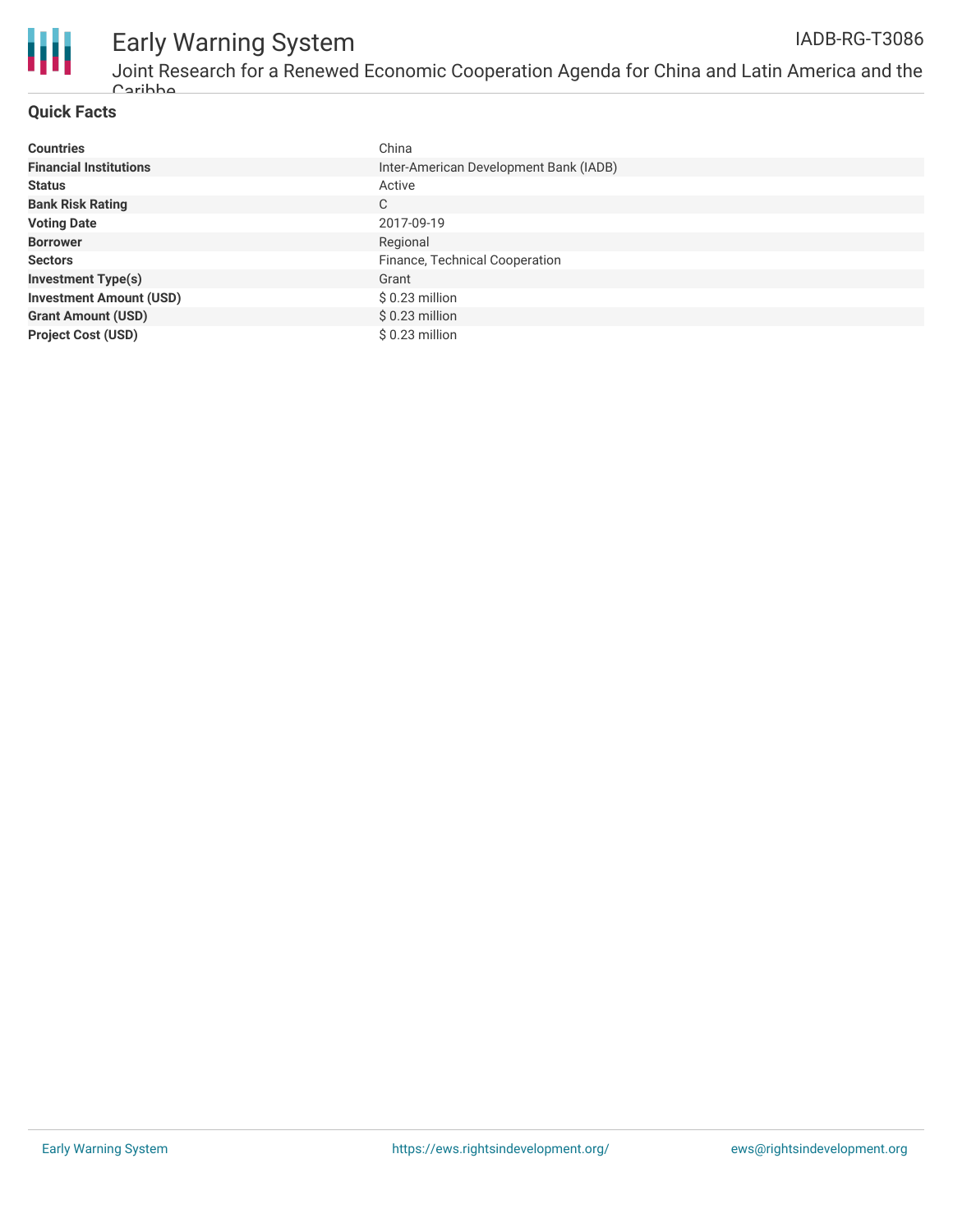## Quick Facts

| | |
|---|---|
| **Countries** | China |
| **Financial Institutions** | Inter-American Development Bank (IADB) |
| **Status** | Active |
| **Bank Risk Rating** | C |
| **Voting Date** | 2017-09-19 |
| **Borrower** | Regional |
| **Sectors** | Finance, Technical Cooperation |
| **Investment Type(s)** | Grant |
| **Investment Amount (USD)** | $ 0.23 million |
| **Grant Amount (USD)** | $ 0.23 million |
| **Project Cost (USD)** | $ 0.23 million |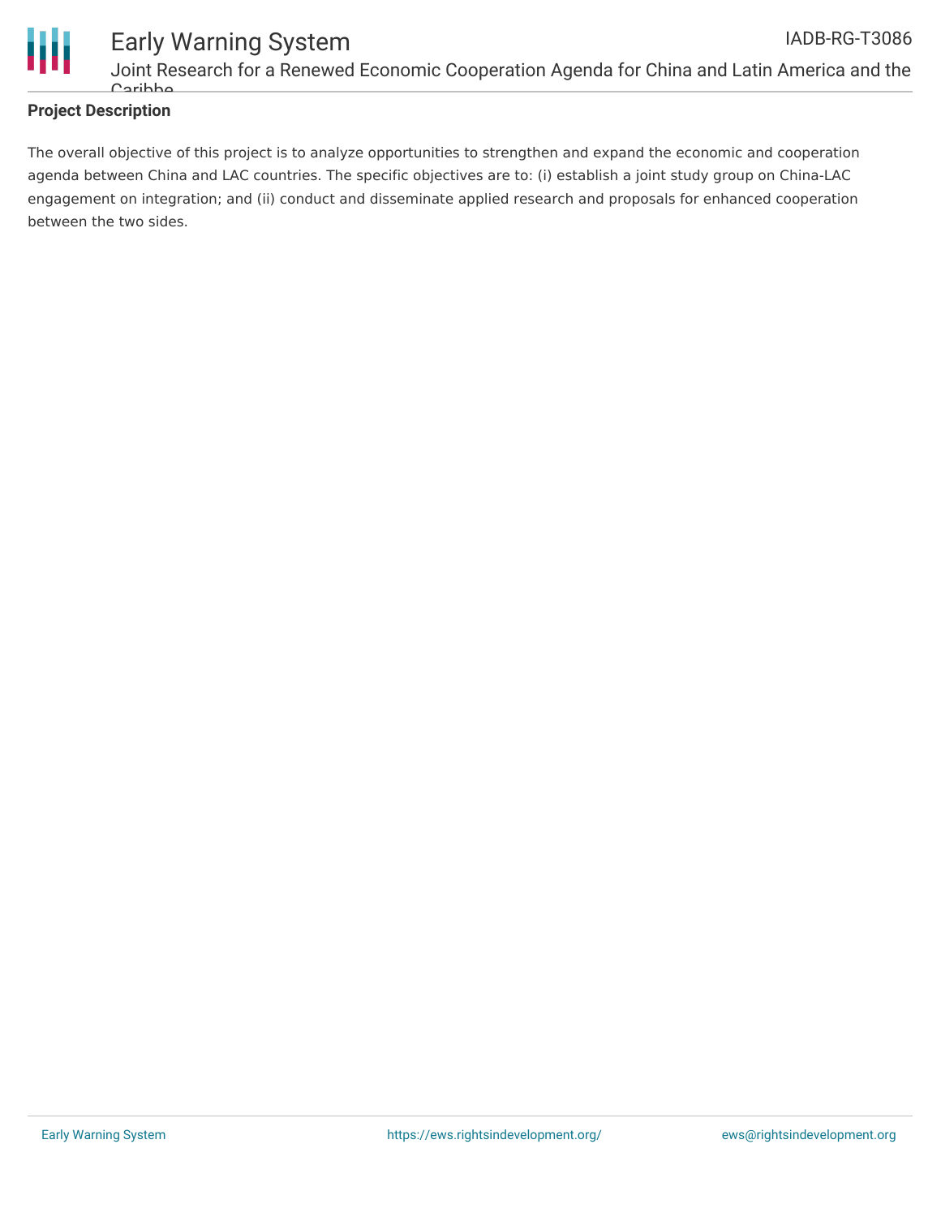## Project Description

The overall objective of this project is to analyze opportunities to strengthen and expand the economic and cooperation agenda between China and LAC countries. The specific objectives are to: (i) establish a joint study group on China-LAC engagement on integration; and (ii) conduct and disseminate applied research and proposals for enhanced cooperation between the two sides.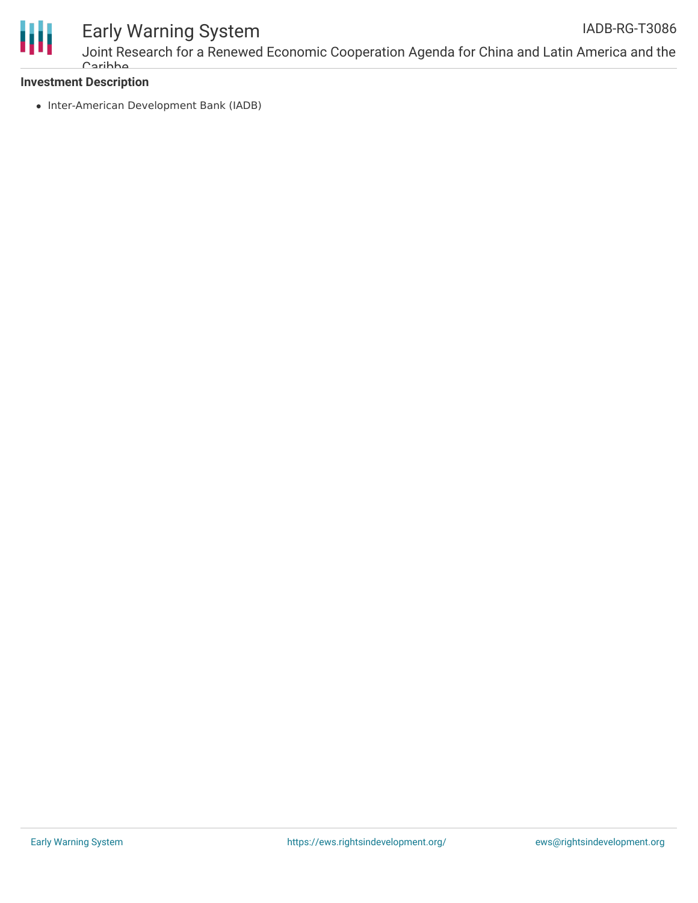**Investment Description**

- Inter-American Development Bank (IADB)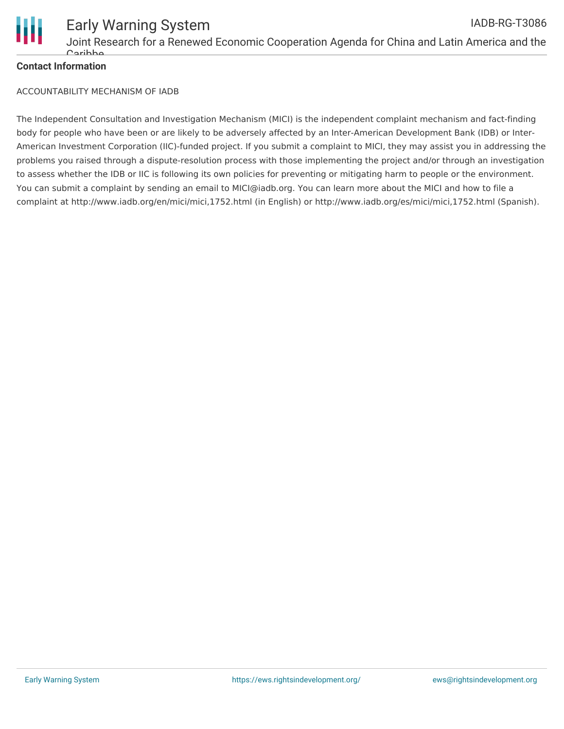**Contact Information**

ACCOUNTABILITY MECHANISM OF IADB

The Independent Consultation and Investigation Mechanism (MICI) is the independent complaint mechanism and fact-finding body for people who have been or are likely to be adversely affected by an Inter-American Development Bank (IDB) or Inter-American Investment Corporation (IIC)-funded project. If you submit a complaint to MICI, they may assist you in addressing the problems you raised through a dispute-resolution process with those implementing the project and/or through an investigation to assess whether the IDB or IIC is following its own policies for preventing or mitigating harm to people or the environment. You can submit a complaint by sending an email to MICI@iadb.org. You can learn more about the MICI and how to file a complaint at http://www.iadb.org/en/mici/mici,1752.html (in English) or http://www.iadb.org/es/mici/mici,1752.html (Spanish).